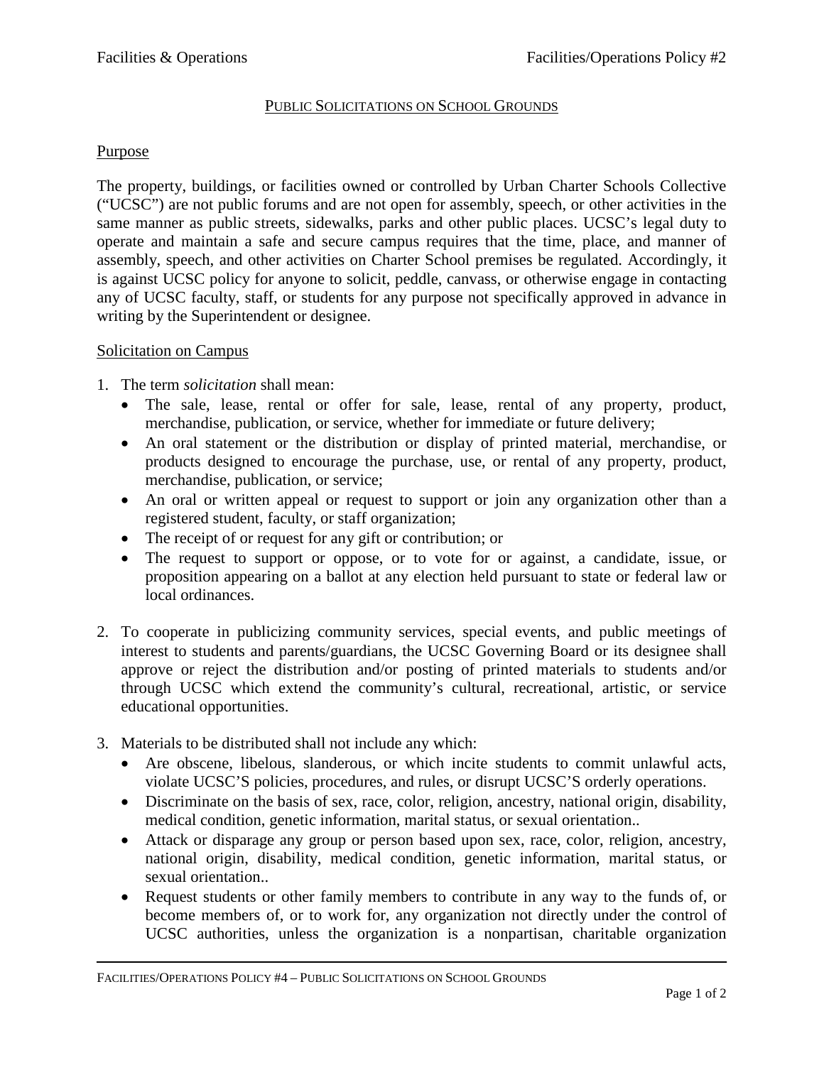## PUBLIC SOLICITATIONS ON SCHOOL GROUNDS

### Purpose

The property, buildings, or facilities owned or controlled by Urban Charter Schools Collective ("UCSC") are not public forums and are not open for assembly, speech, or other activities in the same manner as public streets, sidewalks, parks and other public places. UCSC's legal duty to operate and maintain a safe and secure campus requires that the time, place, and manner of assembly, speech, and other activities on Charter School premises be regulated. Accordingly, it is against UCSC policy for anyone to solicit, peddle, canvass, or otherwise engage in contacting any of UCSC faculty, staff, or students for any purpose not specifically approved in advance in writing by the Superintendent or designee.

### Solicitation on Campus

1. The term *solicitation* shall mean:
   - The sale, lease, rental or offer for sale, lease, rental of any property, product, merchandise, publication, or service, whether for immediate or future delivery;
   - An oral statement or the distribution or display of printed material, merchandise, or products designed to encourage the purchase, use, or rental of any property, product, merchandise, publication, or service;
   - An oral or written appeal or request to support or join any organization other than a registered student, faculty, or staff organization;
   - The receipt of or request for any gift or contribution; or
   - The request to support or oppose, or to vote for or against, a candidate, issue, or proposition appearing on a ballot at any election held pursuant to state or federal law or local ordinances.

2. To cooperate in publicizing community services, special events, and public meetings of interest to students and parents/guardians, the UCSC Governing Board or its designee shall approve or reject the distribution and/or posting of printed materials to students and/or through UCSC which extend the community's cultural, recreational, artistic, or service educational opportunities.

3. Materials to be distributed shall not include any which:
   - Are obscene, libelous, slanderous, or which incite students to commit unlawful acts, violate UCSC'S policies, procedures, and rules, or disrupt UCSC'S orderly operations.
   - Discriminate on the basis of sex, race, color, religion, ancestry, national origin, disability, medical condition, genetic information, marital status, or sexual orientation..
   - Attack or disparage any group or person based upon sex, race, color, religion, ancestry, national origin, disability, medical condition, genetic information, marital status, or sexual orientation..
   - Request students or other family members to contribute in any way to the funds of, or become members of, or to work for, any organization not directly under the control of UCSC authorities, unless the organization is a nonpartisan, charitable organization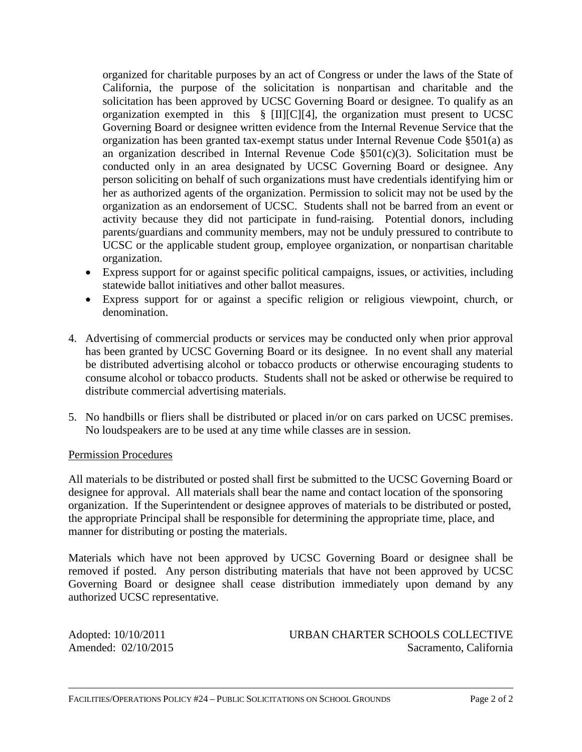organized for charitable purposes by an act of Congress or under the laws of the State of California, the purpose of the solicitation is nonpartisan and charitable and the solicitation has been approved by UCSC Governing Board or designee. To qualify as an organization exempted in this § [II][C][4], the organization must present to UCSC Governing Board or designee written evidence from the Internal Revenue Service that the organization has been granted tax-exempt status under Internal Revenue Code §501(a) as an organization described in Internal Revenue Code §501(c)(3). Solicitation must be conducted only in an area designated by UCSC Governing Board or designee. Any person soliciting on behalf of such organizations must have credentials identifying him or her as authorized agents of the organization. Permission to solicit may not be used by the organization as an endorsement of UCSC. Students shall not be barred from an event or activity because they did not participate in fund-raising. Potential donors, including parents/guardians and community members, may not be unduly pressured to contribute to UCSC or the applicable student group, employee organization, or nonpartisan charitable organization.

- Express support for or against specific political campaigns, issues, or activities, including statewide ballot initiatives and other ballot measures.
- Express support for or against a specific religion or religious viewpoint, church, or denomination.

4. Advertising of commercial products or services may be conducted only when prior approval has been granted by UCSC Governing Board or its designee. In no event shall any material be distributed advertising alcohol or tobacco products or otherwise encouraging students to consume alcohol or tobacco products. Students shall not be asked or otherwise be required to distribute commercial advertising materials.

5. No handbills or fliers shall be distributed or placed in/or on cars parked on UCSC premises. No loudspeakers are to be used at any time while classes are in session.

Permission Procedures

All materials to be distributed or posted shall first be submitted to the UCSC Governing Board or designee for approval. All materials shall bear the name and contact location of the sponsoring organization. If the Superintendent or designee approves of materials to be distributed or posted, the appropriate Principal shall be responsible for determining the appropriate time, place, and manner for distributing or posting the materials.

Materials which have not been approved by UCSC Governing Board or designee shall be removed if posted. Any person distributing materials that have not been approved by UCSC Governing Board or designee shall cease distribution immediately upon demand by any authorized UCSC representative.

Adopted: 10/10/2011
Amended: 02/10/2015

URBAN CHARTER SCHOOLS COLLECTIVE
Sacramento, California